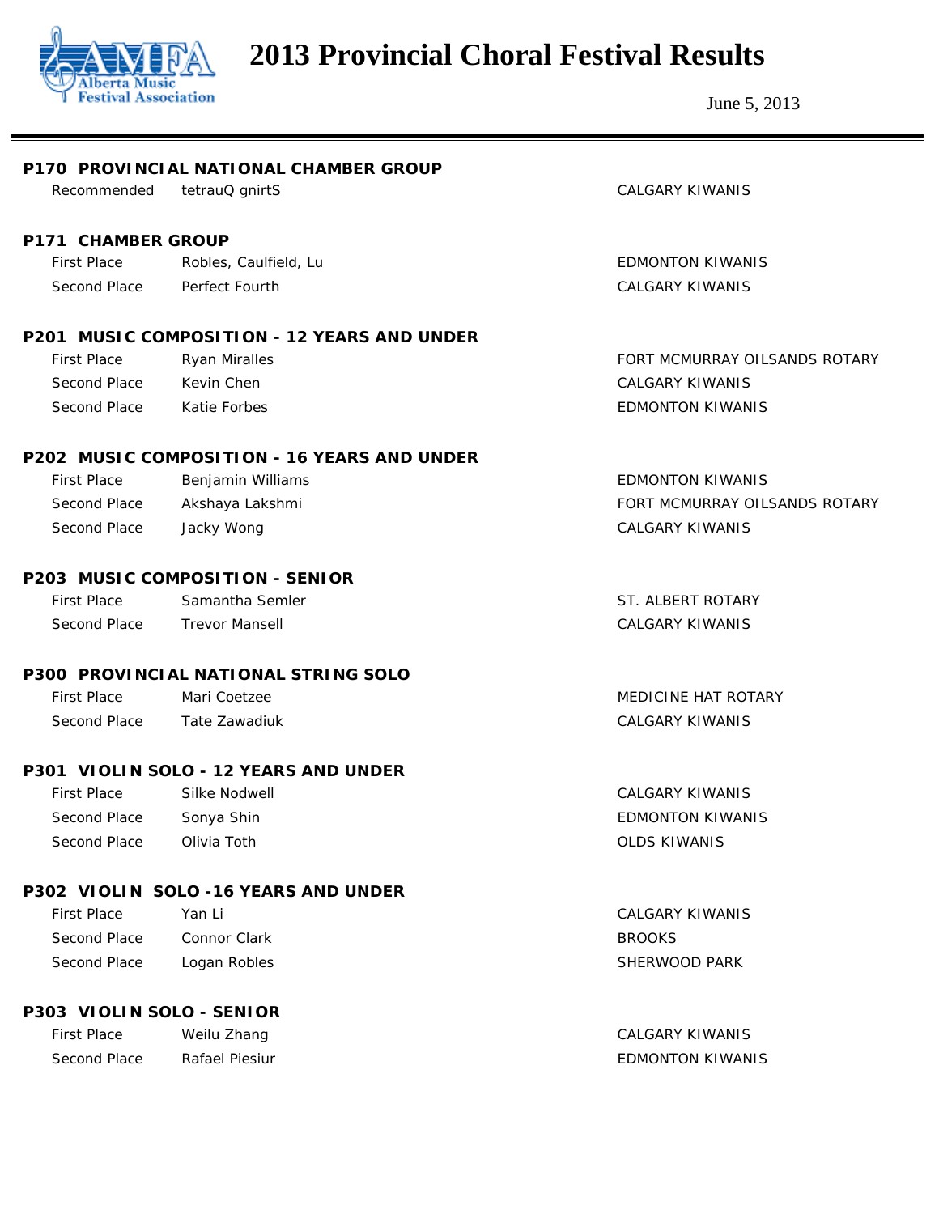# 2013 Provincial Choral Festival Results

June 5, 2013

### P170 PROVINCIAL NATIONAL CHAMBER GROUP

| | | |
|---|---|---|
| Recommended | tetrauQ gnirtS | CALGARY KIWANIS |

### P171 CHAMBER GROUP

| | | |
|---|---|---|
| First Place | Robles, Caulfield, Lu | EDMONTON KIWANIS |
| Second Place | Perfect Fourth | CALGARY KIWANIS |

### P201 MUSIC COMPOSITION - 12 YEARS AND UNDER

| | | |
|---|---|---|
| First Place | Ryan Miralles | FORT MCMURRAY OILSANDS ROTARY |
| Second Place | Kevin Chen | CALGARY KIWANIS |
| Second Place | Katie Forbes | EDMONTON KIWANIS |

### P202 MUSIC COMPOSITION - 16 YEARS AND UNDER

| | | |
|---|---|---|
| First Place | Benjamin Williams | EDMONTON KIWANIS |
| Second Place | Akshaya Lakshmi | FORT MCMURRAY OILSANDS ROTARY |
| Second Place | Jacky Wong | CALGARY KIWANIS |

### P203 MUSIC COMPOSITION - SENIOR

| | | |
|---|---|---|
| First Place | Samantha Semler | ST. ALBERT ROTARY |
| Second Place | Trevor Mansell | CALGARY KIWANIS |

### P300 PROVINCIAL NATIONAL STRING SOLO

| | | |
|---|---|---|
| First Place | Mari Coetzee | MEDICINE HAT ROTARY |
| Second Place | Tate Zawadiuk | CALGARY KIWANIS |

### P301 VIOLIN SOLO - 12 YEARS AND UNDER

| | | |
|---|---|---|
| First Place | Silke Nodwell | CALGARY KIWANIS |
| Second Place | Sonya Shin | EDMONTON KIWANIS |
| Second Place | Olivia Toth | OLDS KIWANIS |

### P302 VIOLIN SOLO -16 YEARS AND UNDER

| | | |
|---|---|---|
| First Place | Yan Li | CALGARY KIWANIS |
| Second Place | Connor Clark | BROOKS |
| Second Place | Logan Robles | SHERWOOD PARK |

### P303 VIOLIN SOLO - SENIOR

| | | |
|---|---|---|
| First Place | Weilu Zhang | CALGARY KIWANIS |
| Second Place | Rafael Piesiur | EDMONTON KIWANIS |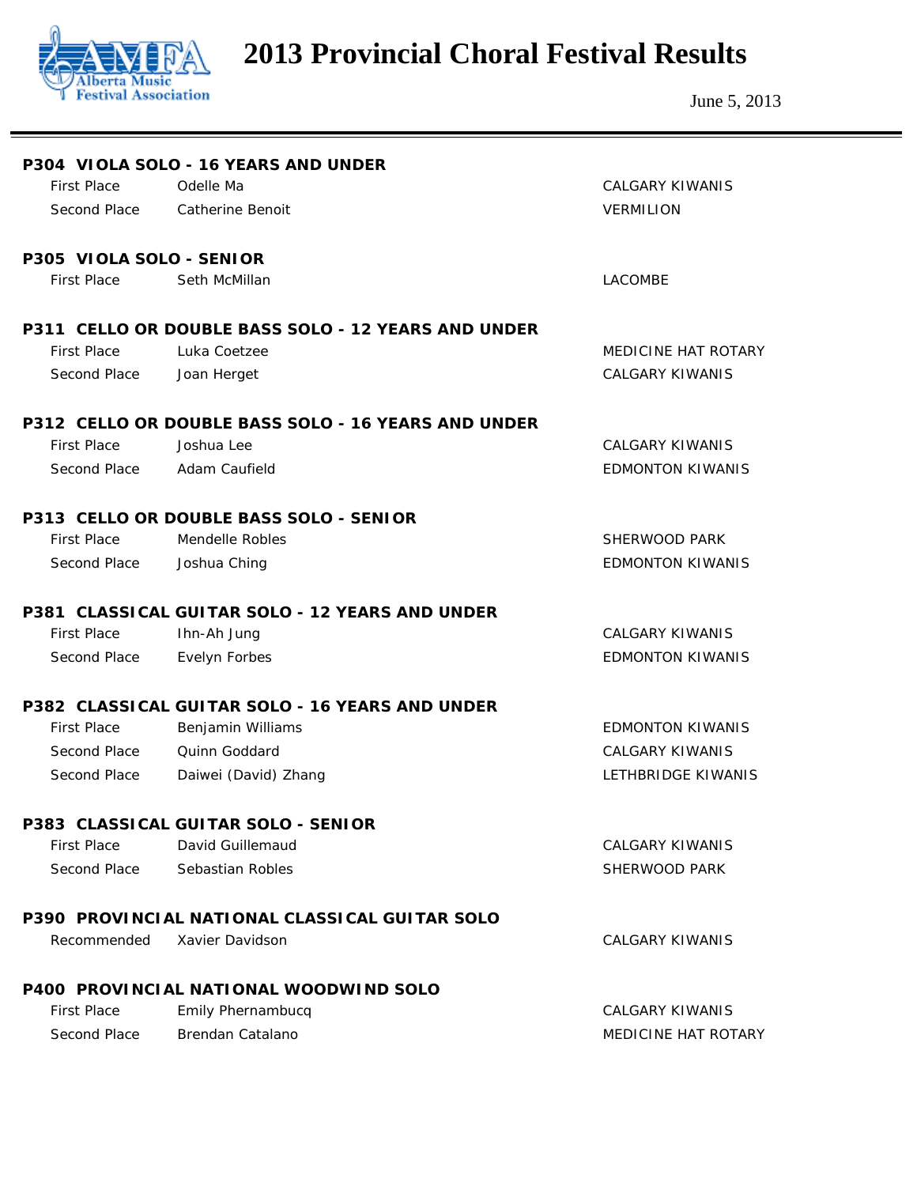# 2013 Provincial Choral Festival Results

June 5, 2013

## P304 VIOLA SOLO - 16 YEARS AND UNDER

| | | |
|---|---|---|
| First Place | Odelle Ma | CALGARY KIWANIS |
| Second Place | Catherine Benoit | VERMILION |

## P305 VIOLA SOLO - SENIOR

| | | |
|---|---|---|
| First Place | Seth McMillan | LACOMBE |

## P311 CELLO OR DOUBLE BASS SOLO - 12 YEARS AND UNDER

| | | |
|---|---|---|
| First Place | Luka Coetzee | MEDICINE HAT ROTARY |
| Second Place | Joan Herget | CALGARY KIWANIS |

## P312 CELLO OR DOUBLE BASS SOLO - 16 YEARS AND UNDER

| | | |
|---|---|---|
| First Place | Joshua Lee | CALGARY KIWANIS |
| Second Place | Adam Caufield | EDMONTON KIWANIS |

## P313 CELLO OR DOUBLE BASS SOLO - SENIOR

| | | |
|---|---|---|
| First Place | Mendelle Robles | SHERWOOD PARK |
| Second Place | Joshua Ching | EDMONTON KIWANIS |

## P381 CLASSICAL GUITAR SOLO - 12 YEARS AND UNDER

| | | |
|---|---|---|
| First Place | Ihn-Ah Jung | CALGARY KIWANIS |
| Second Place | Evelyn Forbes | EDMONTON KIWANIS |

## P382 CLASSICAL GUITAR SOLO - 16 YEARS AND UNDER

| | | |
|---|---|---|
| First Place | Benjamin Williams | EDMONTON KIWANIS |
| Second Place | Quinn Goddard | CALGARY KIWANIS |
| Second Place | Daiwei (David) Zhang | LETHBRIDGE KIWANIS |

## P383 CLASSICAL GUITAR SOLO - SENIOR

| | | |
|---|---|---|
| First Place | David Guillemaud | CALGARY KIWANIS |
| Second Place | Sebastian Robles | SHERWOOD PARK |

## P390 PROVINCIAL NATIONAL CLASSICAL GUITAR SOLO

| | | |
|---|---|---|
| Recommended | Xavier Davidson | CALGARY KIWANIS |

## P400 PROVINCIAL NATIONAL WOODWIND SOLO

| | | |
|---|---|---|
| First Place | Emily Phernambucq | CALGARY KIWANIS |
| Second Place | Brendan Catalano | MEDICINE HAT ROTARY |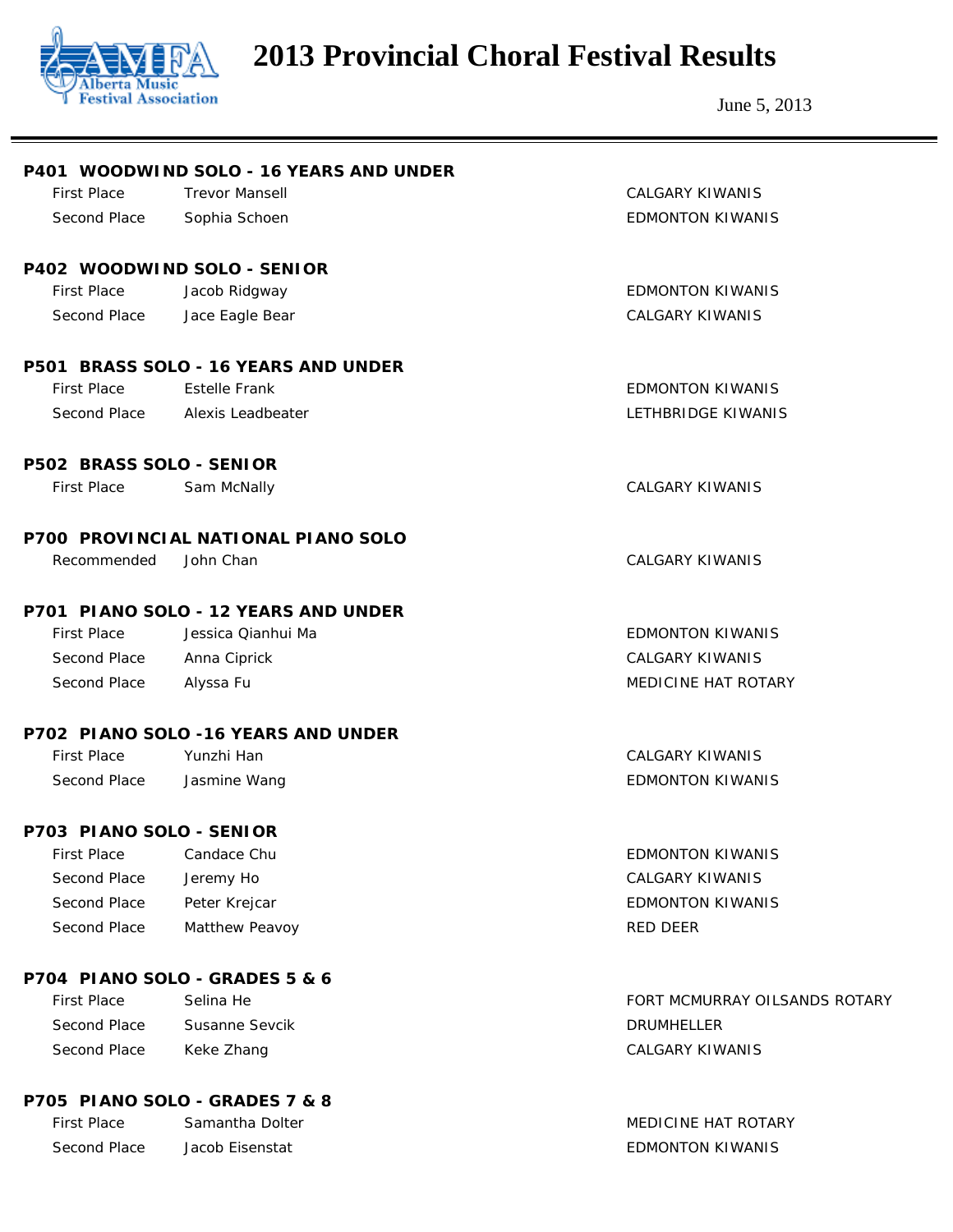# 2013 Provincial Choral Festival Results

June 5, 2013

### P401 WOODWIND SOLO - 16 YEARS AND UNDER

| | | |
|---|---|---|
| First Place | Trevor Mansell | CALGARY KIWANIS |
| Second Place | Sophia Schoen | EDMONTON KIWANIS |

### P402 WOODWIND SOLO - SENIOR

| | | |
|---|---|---|
| First Place | Jacob Ridgway | EDMONTON KIWANIS |
| Second Place | Jace Eagle Bear | CALGARY KIWANIS |

### P501 BRASS SOLO - 16 YEARS AND UNDER

| | | |
|---|---|---|
| First Place | Estelle Frank | EDMONTON KIWANIS |
| Second Place | Alexis Leadbeater | LETHBRIDGE KIWANIS |

### P502 BRASS SOLO - SENIOR

| | | |
|---|---|---|
| First Place | Sam McNally | CALGARY KIWANIS |

### P700 PROVINCIAL NATIONAL PIANO SOLO

| | | |
|---|---|---|
| Recommended | John Chan | CALGARY KIWANIS |

### P701 PIANO SOLO - 12 YEARS AND UNDER

| | | |
|---|---|---|
| First Place | Jessica Qianhui Ma | EDMONTON KIWANIS |
| Second Place | Anna Ciprick | CALGARY KIWANIS |
| Second Place | Alyssa Fu | MEDICINE HAT ROTARY |

### P702 PIANO SOLO -16 YEARS AND UNDER

| | | |
|---|---|---|
| First Place | Yunzhi Han | CALGARY KIWANIS |
| Second Place | Jasmine Wang | EDMONTON KIWANIS |

### P703 PIANO SOLO - SENIOR

| | | |
|---|---|---|
| First Place | Candace Chu | EDMONTON KIWANIS |
| Second Place | Jeremy Ho | CALGARY KIWANIS |
| Second Place | Peter Krejcar | EDMONTON KIWANIS |
| Second Place | Matthew Peavoy | RED DEER |

### P704 PIANO SOLO - GRADES 5 & 6

| | | |
|---|---|---|
| First Place | Selina He | FORT MCMURRAY OILSANDS ROTARY |
| Second Place | Susanne Sevcik | DRUMHELLER |
| Second Place | Keke Zhang | CALGARY KIWANIS |

### P705 PIANO SOLO - GRADES 7 & 8

| | | |
|---|---|---|
| First Place | Samantha Dolter | MEDICINE HAT ROTARY |
| Second Place | Jacob Eisenstat | EDMONTON KIWANIS |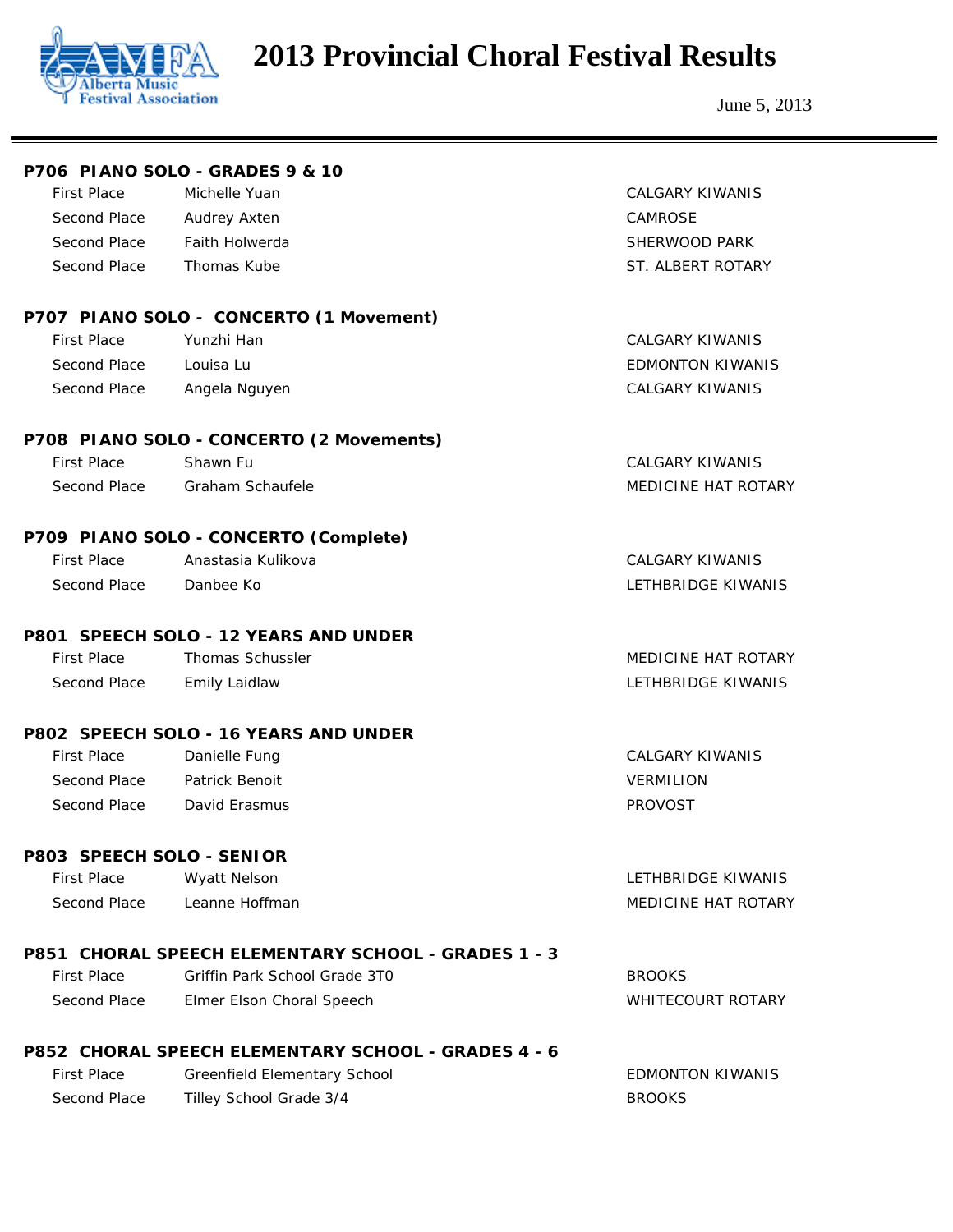# 2013 Provincial Choral Festival Results

June 5, 2013

### P706 PIANO SOLO - GRADES 9 & 10

| | | |
|---|---|---|
| First Place | Michelle Yuan | CALGARY KIWANIS |
| Second Place | Audrey Axten | CAMROSE |
| Second Place | Faith Holwerda | SHERWOOD PARK |
| Second Place | Thomas Kube | ST. ALBERT ROTARY |

### P707 PIANO SOLO - CONCERTO (1 Movement)

| | | |
|---|---|---|
| First Place | Yunzhi Han | CALGARY KIWANIS |
| Second Place | Louisa Lu | EDMONTON KIWANIS |
| Second Place | Angela Nguyen | CALGARY KIWANIS |

### P708 PIANO SOLO - CONCERTO (2 Movements)

| | | |
|---|---|---|
| First Place | Shawn Fu | CALGARY KIWANIS |
| Second Place | Graham Schaufele | MEDICINE HAT ROTARY |

### P709 PIANO SOLO - CONCERTO (Complete)

| | | |
|---|---|---|
| First Place | Anastasia Kulikova | CALGARY KIWANIS |
| Second Place | Danbee Ko | LETHBRIDGE KIWANIS |

### P801 SPEECH SOLO - 12 YEARS AND UNDER

| | | |
|---|---|---|
| First Place | Thomas Schussler | MEDICINE HAT ROTARY |
| Second Place | Emily Laidlaw | LETHBRIDGE KIWANIS |

### P802 SPEECH SOLO - 16 YEARS AND UNDER

| | | |
|---|---|---|
| First Place | Danielle Fung | CALGARY KIWANIS |
| Second Place | Patrick Benoit | VERMILION |
| Second Place | David Erasmus | PROVOST |

### P803 SPEECH SOLO - SENIOR

| | | |
|---|---|---|
| First Place | Wyatt Nelson | LETHBRIDGE KIWANIS |
| Second Place | Leanne Hoffman | MEDICINE HAT ROTARY |

### P851 CHORAL SPEECH ELEMENTARY SCHOOL - GRADES 1 - 3

| | | |
|---|---|---|
| First Place | Griffin Park School Grade 3T0 | BROOKS |
| Second Place | Elmer Elson Choral Speech | WHITECOURT ROTARY |

### P852 CHORAL SPEECH ELEMENTARY SCHOOL - GRADES 4 - 6

| | | |
|---|---|---|
| First Place | Greenfield Elementary School | EDMONTON KIWANIS |
| Second Place | Tilley School Grade 3/4 | BROOKS |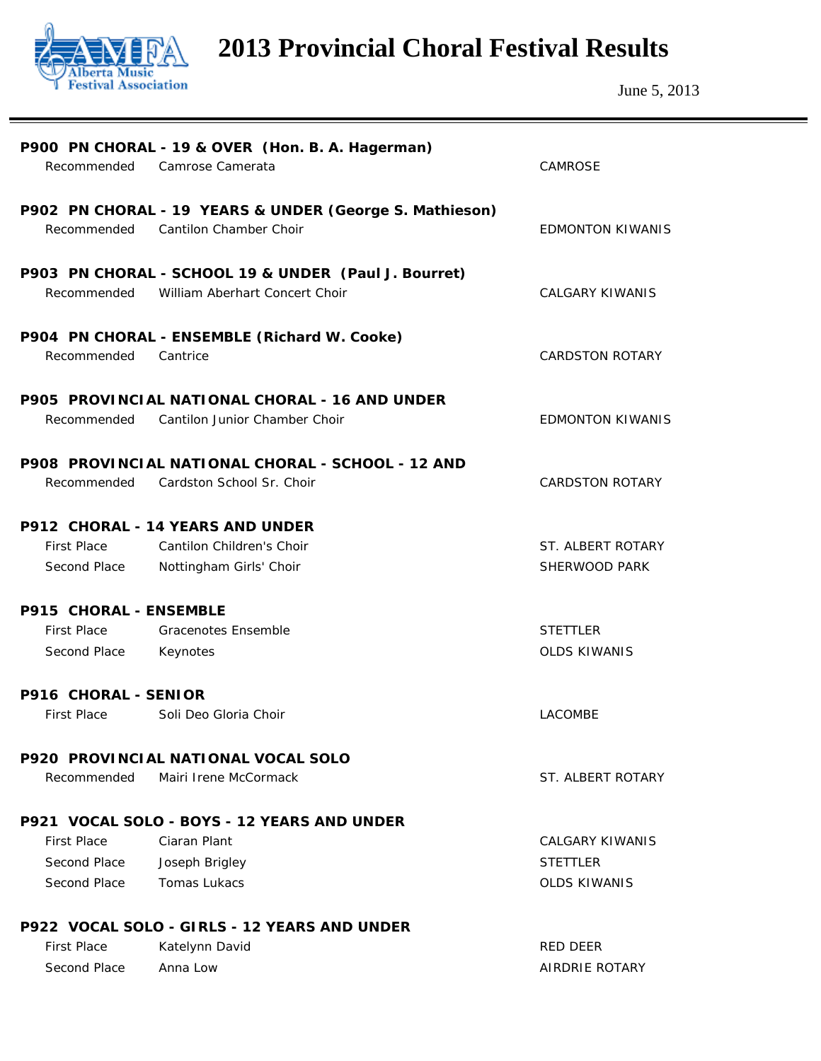# 2013 Provincial Choral Festival Results

June 5, 2013

### P900 PN CHORAL - 19 & OVER (Hon. B. A. Hagerman)

| | | |
|---|---|---|
| Recommended | Camrose Camerata | CAMROSE |

### P902 PN CHORAL - 19 YEARS & UNDER (George S. Mathieson)

| | | |
|---|---|---|
| Recommended | Cantilon Chamber Choir | EDMONTON KIWANIS |

### P903 PN CHORAL - SCHOOL 19 & UNDER (Paul J. Bourret)

| | | |
|---|---|---|
| Recommended | William Aberhart Concert Choir | CALGARY KIWANIS |

### P904 PN CHORAL - ENSEMBLE (Richard W. Cooke)

| | | |
|---|---|---|
| Recommended | Cantrice | CARDSTON ROTARY |

### P905 PROVINCIAL NATIONAL CHORAL - 16 AND UNDER

| | | |
|---|---|---|
| Recommended | Cantilon Junior Chamber Choir | EDMONTON KIWANIS |

### P908 PROVINCIAL NATIONAL CHORAL - SCHOOL - 12 AND

| | | |
|---|---|---|
| Recommended | Cardston School Sr. Choir | CARDSTON ROTARY |

### P912 CHORAL - 14 YEARS AND UNDER

| | | |
|---|---|---|
| First Place | Cantilon Children's Choir | ST. ALBERT ROTARY |
| Second Place | Nottingham Girls' Choir | SHERWOOD PARK |

### P915 CHORAL - ENSEMBLE

| | | |
|---|---|---|
| First Place | Gracenotes Ensemble | STETTLER |
| Second Place | Keynotes | OLDS KIWANIS |

### P916 CHORAL - SENIOR

| | | |
|---|---|---|
| First Place | Soli Deo Gloria Choir | LACOMBE |

### P920 PROVINCIAL NATIONAL VOCAL SOLO

| | | |
|---|---|---|
| Recommended | Mairi Irene McCormack | ST. ALBERT ROTARY |

### P921 VOCAL SOLO - BOYS - 12 YEARS AND UNDER

| | | |
|---|---|---|
| First Place | Ciaran Plant | CALGARY KIWANIS |
| Second Place | Joseph Brigley | STETTLER |
| Second Place | Tomas Lukacs | OLDS KIWANIS |

### P922 VOCAL SOLO - GIRLS - 12 YEARS AND UNDER

| | | |
|---|---|---|
| First Place | Katelynn David | RED DEER |
| Second Place | Anna Low | AIRDRIE ROTARY |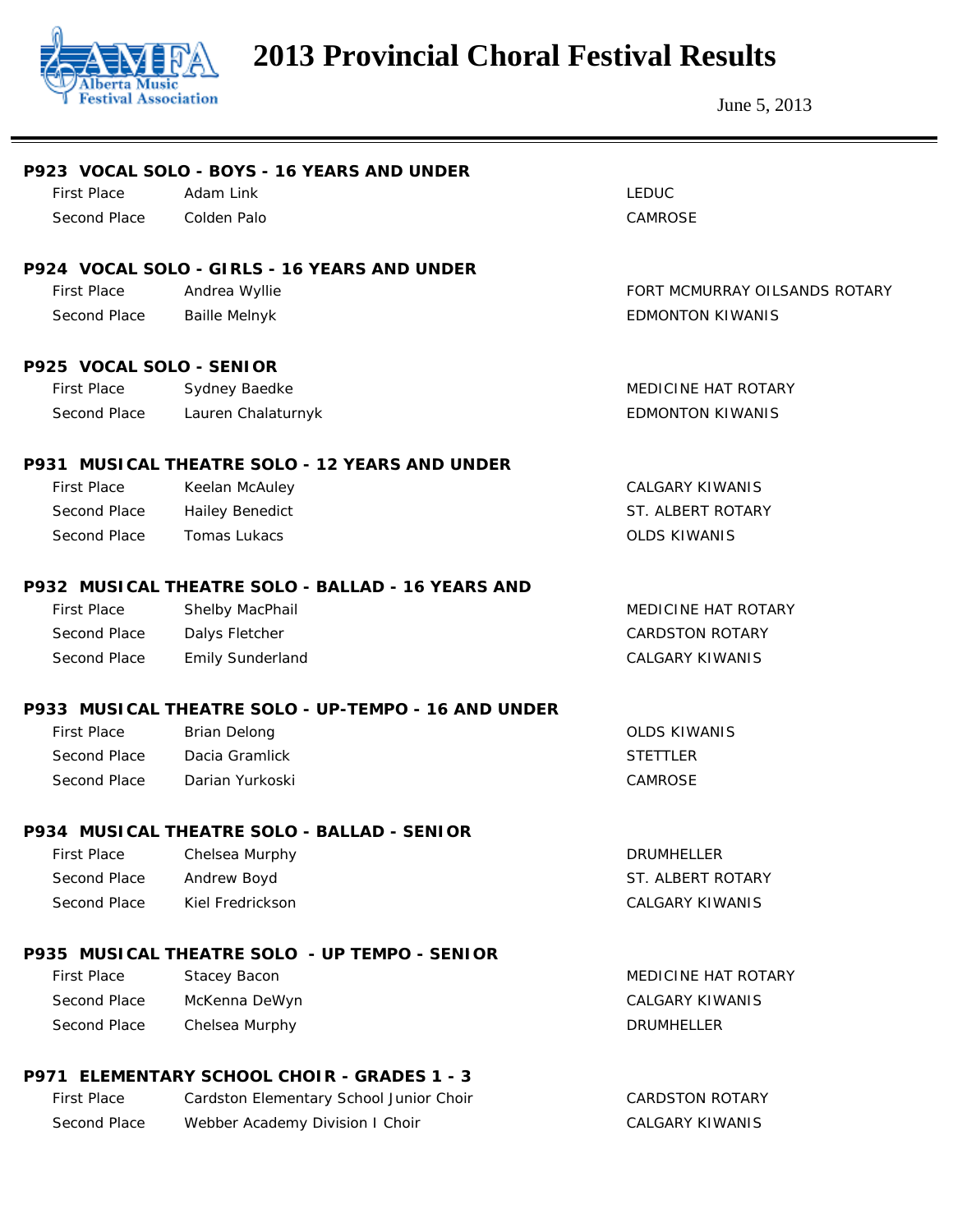# 2013 Provincial Choral Festival Results

June 5, 2013

### P923 VOCAL SOLO - BOYS - 16 YEARS AND UNDER

| | | |
|---|---|---|
| First Place | Adam Link | LEDUC |
| Second Place | Colden Palo | CAMROSE |

### P924 VOCAL SOLO - GIRLS - 16 YEARS AND UNDER

| | | |
|---|---|---|
| First Place | Andrea Wyllie | FORT MCMURRAY OILSANDS ROTARY |
| Second Place | Baille Melnyk | EDMONTON KIWANIS |

### P925 VOCAL SOLO - SENIOR

| | | |
|---|---|---|
| First Place | Sydney Baedke | MEDICINE HAT ROTARY |
| Second Place | Lauren Chalaturnyk | EDMONTON KIWANIS |

### P931 MUSICAL THEATRE SOLO - 12 YEARS AND UNDER

| | | |
|---|---|---|
| First Place | Keelan McAuley | CALGARY KIWANIS |
| Second Place | Hailey Benedict | ST. ALBERT ROTARY |
| Second Place | Tomas Lukacs | OLDS KIWANIS |

### P932 MUSICAL THEATRE SOLO - BALLAD - 16 YEARS AND

| | | |
|---|---|---|
| First Place | Shelby MacPhail | MEDICINE HAT ROTARY |
| Second Place | Dalys Fletcher | CARDSTON ROTARY |
| Second Place | Emily Sunderland | CALGARY KIWANIS |

### P933 MUSICAL THEATRE SOLO - UP-TEMPO - 16 AND UNDER

| | | |
|---|---|---|
| First Place | Brian Delong | OLDS KIWANIS |
| Second Place | Dacia Gramlick | STETTLER |
| Second Place | Darian Yurkoski | CAMROSE |

### P934 MUSICAL THEATRE SOLO - BALLAD - SENIOR

| | | |
|---|---|---|
| First Place | Chelsea Murphy | DRUMHELLER |
| Second Place | Andrew Boyd | ST. ALBERT ROTARY |
| Second Place | Kiel Fredrickson | CALGARY KIWANIS |

### P935 MUSICAL THEATRE SOLO - UP TEMPO - SENIOR

| | | |
|---|---|---|
| First Place | Stacey Bacon | MEDICINE HAT ROTARY |
| Second Place | McKenna DeWyn | CALGARY KIWANIS |
| Second Place | Chelsea Murphy | DRUMHELLER |

### P971 ELEMENTARY SCHOOL CHOIR - GRADES 1 - 3

| | | |
|---|---|---|
| First Place | Cardston Elementary School Junior Choir | CARDSTON ROTARY |
| Second Place | Webber Academy Division I Choir | CALGARY KIWANIS |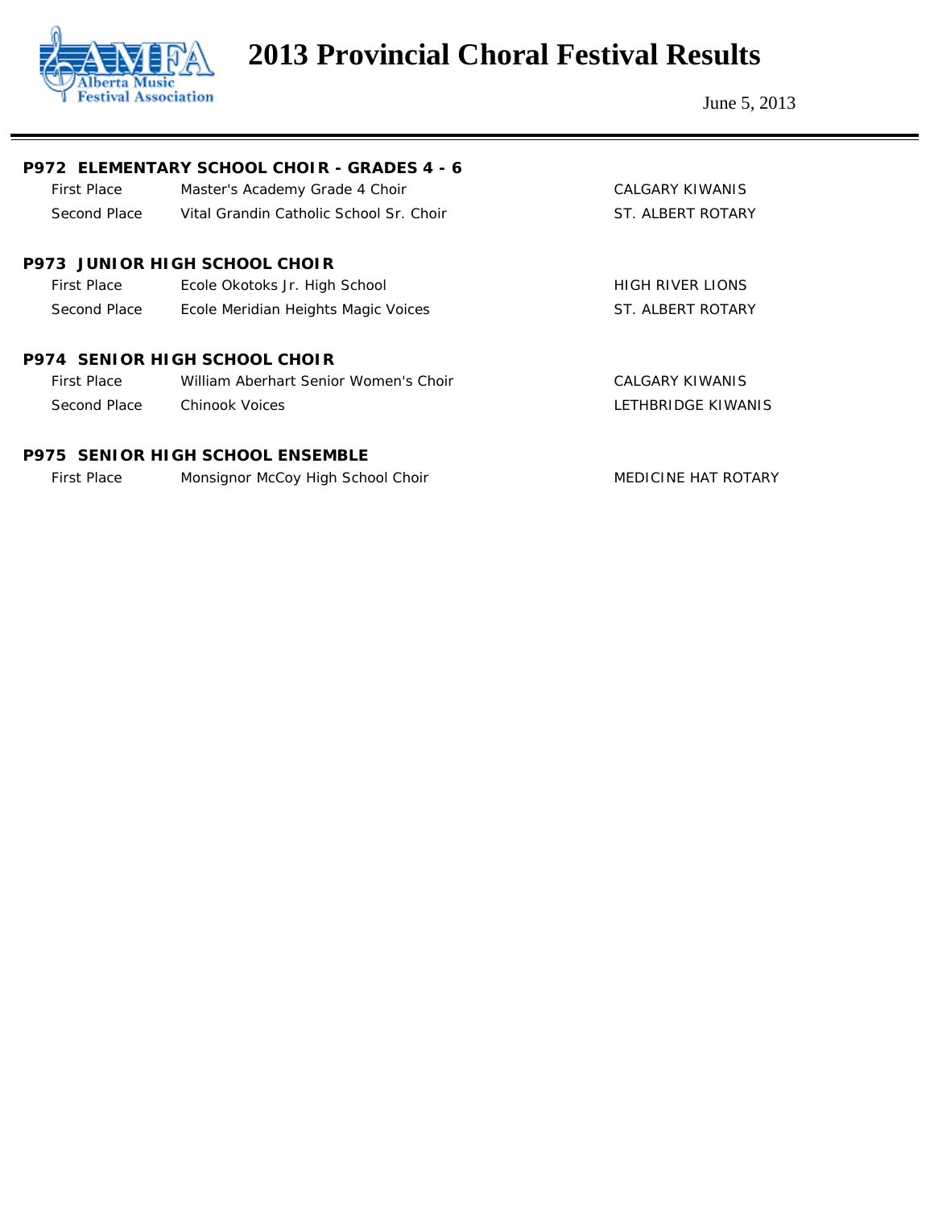# 2013 Provincial Choral Festival Results

June 5, 2013

## P972 ELEMENTARY SCHOOL CHOIR - GRADES 4 - 6

| | | |
|---|---|---|
| First Place | Master's Academy Grade 4 Choir | CALGARY KIWANIS |
| Second Place | Vital Grandin Catholic School Sr. Choir | ST. ALBERT ROTARY |

## P973 JUNIOR HIGH SCHOOL CHOIR

| | | |
|---|---|---|
| First Place | Ecole Okotoks Jr. High School | HIGH RIVER LIONS |
| Second Place | Ecole Meridian Heights Magic Voices | ST. ALBERT ROTARY |

## P974 SENIOR HIGH SCHOOL CHOIR

| | | |
|---|---|---|
| First Place | William Aberhart Senior Women's Choir | CALGARY KIWANIS |
| Second Place | Chinook Voices | LETHBRIDGE KIWANIS |

## P975 SENIOR HIGH SCHOOL ENSEMBLE

| | | |
|---|---|---|
| First Place | Monsignor McCoy High School Choir | MEDICINE HAT ROTARY |